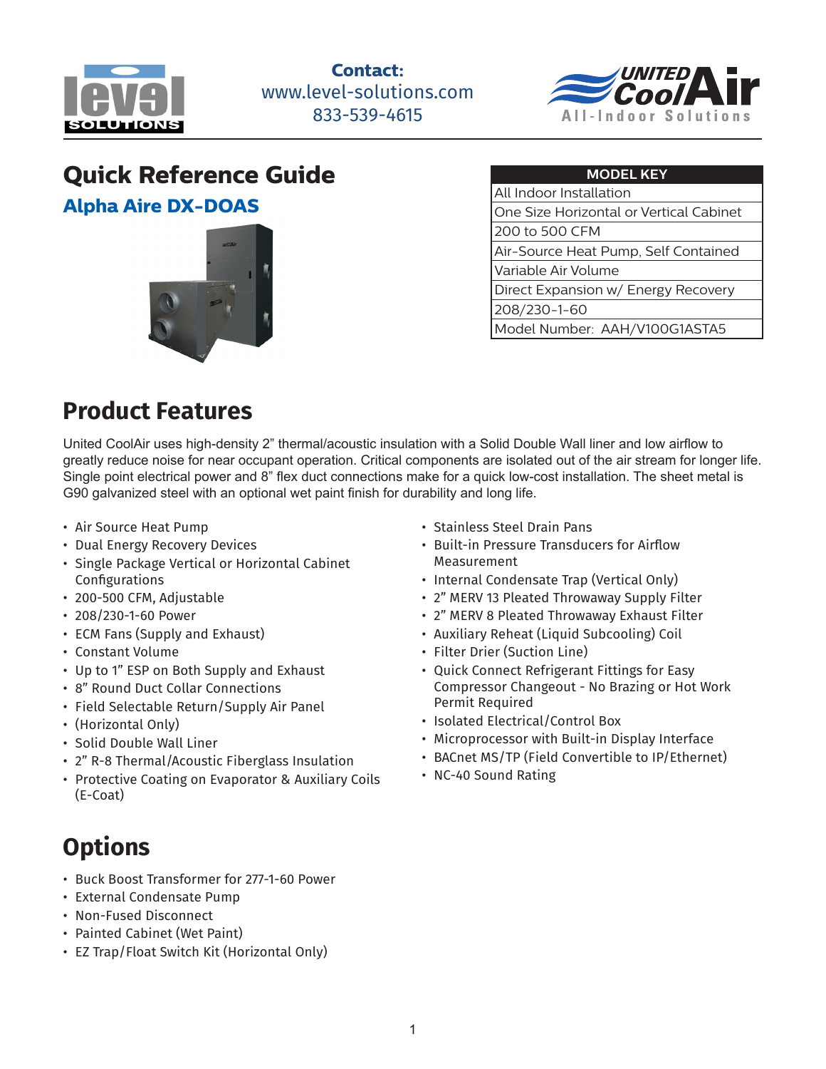**Contact:**
www.level-solutions.com
833-539-4615

# Quick Reference Guide

## Alpha Aire DX-DOAS

| MODEL KEY |
|---|
| All Indoor Installation |
| One Size Horizontal or Vertical Cabinet |
| 200 to 500 CFM |
| Air-Source Heat Pump, Self Contained |
| Variable Air Volume |
| Direct Expansion w/ Energy Recovery |
| 208/230-1-60 |
| Model Number: AAH/V100G1ASTA5 |

# Product Features

United CoolAir uses high-density 2" thermal/acoustic insulation with a Solid Double Wall liner and low airflow to greatly reduce noise for near occupant operation. Critical components are isolated out of the air stream for longer life. Single point electrical power and 8" flex duct connections make for a quick low-cost installation. The sheet metal is G90 galvanized steel with an optional wet paint finish for durability and long life.

- Air Source Heat Pump
- Dual Energy Recovery Devices
- Single Package Vertical or Horizontal Cabinet Configurations
- 200-500 CFM, Adjustable
- 208/230-1-60 Power
- ECM Fans (Supply and Exhaust)
- Constant Volume
- Up to 1" ESP on Both Supply and Exhaust
- 8" Round Duct Collar Connections
- Field Selectable Return/Supply Air Panel
- (Horizontal Only)
- Solid Double Wall Liner
- 2" R-8 Thermal/Acoustic Fiberglass Insulation
- Protective Coating on Evaporator & Auxiliary Coils (E-Coat)
- Stainless Steel Drain Pans
- Built-in Pressure Transducers for Airflow Measurement
- Internal Condensate Trap (Vertical Only)
- 2" MERV 13 Pleated Throwaway Supply Filter
- 2" MERV 8 Pleated Throwaway Exhaust Filter
- Auxiliary Reheat (Liquid Subcooling) Coil
- Filter Drier (Suction Line)
- Quick Connect Refrigerant Fittings for Easy Compressor Changeout - No Brazing or Hot Work Permit Required
- Isolated Electrical/Control Box
- Microprocessor with Built-in Display Interface
- BACnet MS/TP (Field Convertible to IP/Ethernet)
- NC-40 Sound Rating

# Options

- Buck Boost Transformer for 277-1-60 Power
- External Condensate Pump
- Non-Fused Disconnect
- Painted Cabinet (Wet Paint)
- EZ Trap/Float Switch Kit (Horizontal Only)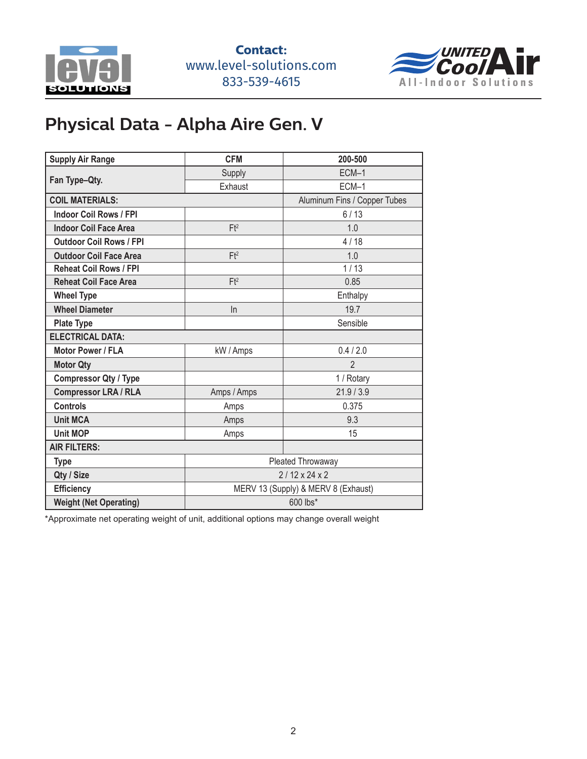**Contact:**
www.level-solutions.com
833-539-4615

# Physical Data - Alpha Aire Gen. V

| Supply Air Range | CFM | 200-500 |
|---|---|---|
| Fan Type–Qty. | Supply | ECM–1 |
| | Exhaust | ECM–1 |
| **COIL MATERIALS:** | | Aluminum Fins / Copper Tubes |
| Indoor Coil Rows / FPI | | 6 / 13 |
| Indoor Coil Face Area | $Ft^2$ | 1.0 |
| Outdoor Coil Rows / FPI | | 4 / 18 |
| Outdoor Coil Face Area | $Ft^2$ | 1.0 |
| Reheat Coil Rows / FPI | | 1 / 13 |
| Reheat Coil Face Area | $Ft^2$ | 0.85 |
| Wheel Type | | Enthalpy |
| Wheel Diameter | In | 19.7 |
| Plate Type | | Sensible |
| **ELECTRICAL DATA:** | | |
| Motor Power / FLA | kW / Amps | 0.4 / 2.0 |
| Motor Qty | | 2 |
| Compressor Qty / Type | | 1 / Rotary |
| Compressor LRA / RLA | Amps / Amps | 21.9 / 3.9 |
| Controls | Amps | 0.375 |
| Unit MCA | Amps | 9.3 |
| Unit MOP | Amps | 15 |
| **AIR FILTERS:** | | |
| Type | Pleated Throwaway | |
| Qty / Size | 2 / 12 x 24 x 2 | |
| Efficiency | MERV 13 (Supply) & MERV 8 (Exhaust) | |
| Weight (Net Operating) | 600 lbs* | |

*Approximate net operating weight of unit, additional options may change overall weight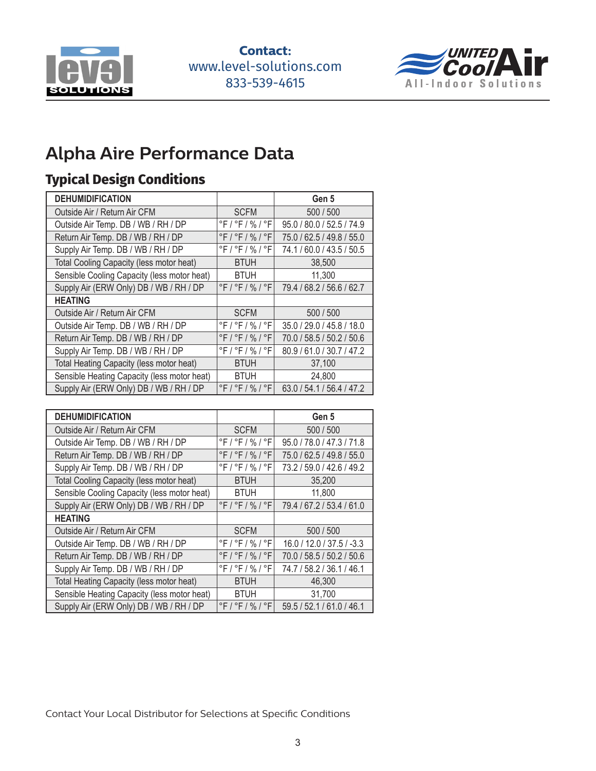Contact:
www.level-solutions.com
833-539-4615

# Alpha Aire Performance Data

## Typical Design Conditions

| DEHUMIDIFICATION | | Gen 5 |
|---|---|---|
| Outside Air / Return Air CFM | SCFM | 500 / 500 |
| Outside Air Temp. DB / WB / RH / DP | °F / °F / % / °F | 95.0 / 80.0 / 52.5 / 74.9 |
| Return Air Temp. DB / WB / RH / DP | °F / °F / % / °F | 75.0 / 62.5 / 49.8 / 55.0 |
| Supply Air Temp. DB / WB / RH / DP | °F / °F / % / °F | 74.1 / 60.0 / 43.5 / 50.5 |
| Total Cooling Capacity (less motor heat) | BTUH | 38,500 |
| Sensible Cooling Capacity (less motor heat) | BTUH | 11,300 |
| Supply Air (ERW Only) DB / WB / RH / DP | °F / °F / % / °F | 79.4 / 68.2 / 56.6 / 62.7 |
| **HEATING** | | |
| Outside Air / Return Air CFM | SCFM | 500 / 500 |
| Outside Air Temp. DB / WB / RH / DP | °F / °F / % / °F | 35.0 / 29.0 / 45.8 / 18.0 |
| Return Air Temp. DB / WB / RH / DP | °F / °F / % / °F | 70.0 / 58.5 / 50.2 / 50.6 |
| Supply Air Temp. DB / WB / RH / DP | °F / °F / % / °F | 80.9 / 61.0 / 30.7 / 47.2 |
| Total Heating Capacity (less motor heat) | BTUH | 37,100 |
| Sensible Heating Capacity (less motor heat) | BTUH | 24,800 |
| Supply Air (ERW Only) DB / WB / RH / DP | °F / °F / % / °F | 63.0 / 54.1 / 56.4 / 47.2 |

| DEHUMIDIFICATION | | Gen 5 |
|---|---|---|
| Outside Air / Return Air CFM | SCFM | 500 / 500 |
| Outside Air Temp. DB / WB / RH / DP | °F / °F / % / °F | 95.0 / 78.0 / 47.3 / 71.8 |
| Return Air Temp. DB / WB / RH / DP | °F / °F / % / °F | 75.0 / 62.5 / 49.8 / 55.0 |
| Supply Air Temp. DB / WB / RH / DP | °F / °F / % / °F | 73.2 / 59.0 / 42.6 / 49.2 |
| Total Cooling Capacity (less motor heat) | BTUH | 35,200 |
| Sensible Cooling Capacity (less motor heat) | BTUH | 11,800 |
| Supply Air (ERW Only) DB / WB / RH / DP | °F / °F / % / °F | 79.4 / 67.2 / 53.4 / 61.0 |
| **HEATING** | | |
| Outside Air / Return Air CFM | SCFM | 500 / 500 |
| Outside Air Temp. DB / WB / RH / DP | °F / °F / % / °F | 16.0 / 12.0 / 37.5 / -3.3 |
| Return Air Temp. DB / WB / RH / DP | °F / °F / % / °F | 70.0 / 58.5 / 50.2 / 50.6 |
| Supply Air Temp. DB / WB / RH / DP | °F / °F / % / °F | 74.7 / 58.2 / 36.1 / 46.1 |
| Total Heating Capacity (less motor heat) | BTUH | 46,300 |
| Sensible Heating Capacity (less motor heat) | BTUH | 31,700 |
| Supply Air (ERW Only) DB / WB / RH / DP | °F / °F / % / °F | 59.5 / 52.1 / 61.0 / 46.1 |

Contact Your Local Distributor for Selections at Specific Conditions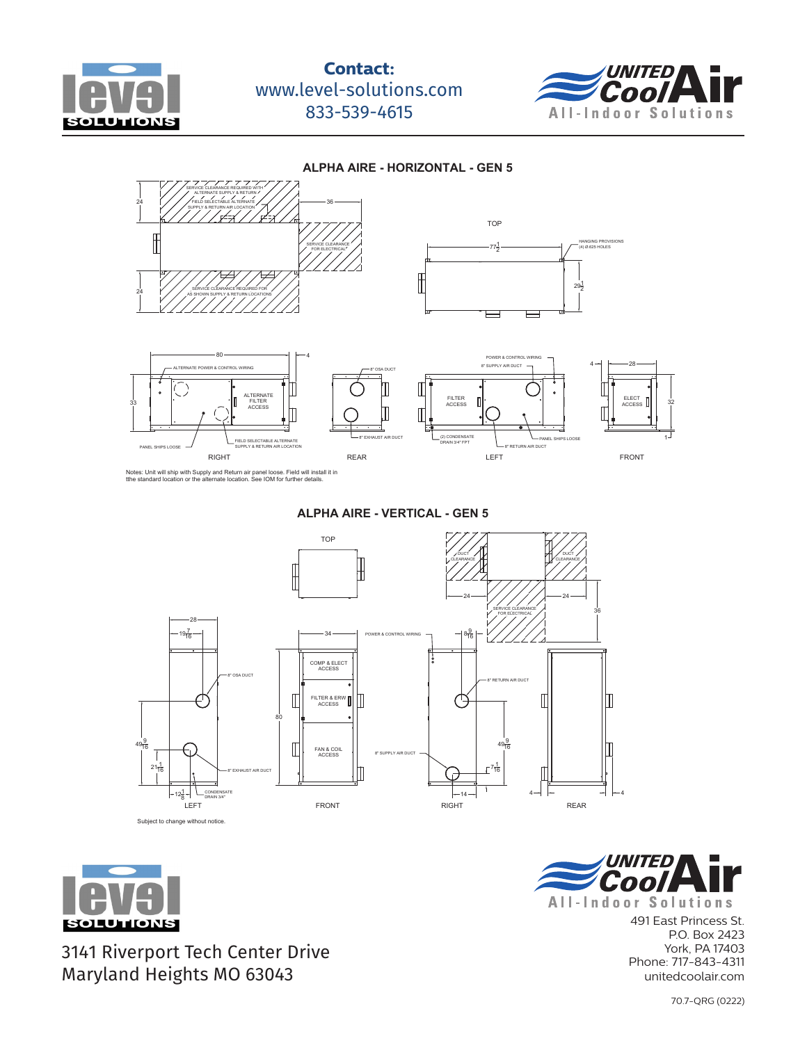**Contact:**
www.level-solutions.com
833-539-4615

UNITED CoolAir
All-Indoor Solutions

## ALPHA AIRE - HORIZONTAL - GEN 5

SERVICE CLEARANCE REQUIRED WITH ALTERNATE SUPPLY & RETURN

FIELD SELECTABLE ALTERNATE SUPPLY & RETURN AIR LOCATION

24

36

SERVICE CLEARANCE FOR ELECTRICAL

24

SERVICE CLEARANCE REQUIRED FOR AS SHOWN SUPPLY & RETURN LOCATIONS

TOP

$77\frac{1}{2}$

HANGING PROVISIONS (4) Ø.625 HOLES

$29\frac{1}{2}$

80

4

ALTERNATE POWER & CONTROL WIRING

33

ALTERNATE FILTER ACCESS

PANEL SHIPS LOOSE

FIELD SELECTABLE ALTERNATE SUPPLY & RETURN AIR LOCATION

RIGHT

8" OSA DUCT

8" EXHAUST AIR DUCT

REAR

POWER & CONTROL WIRING

8" SUPPLY AIR DUCT

FILTER ACCESS

(2) CONDENSATE DRAIN 3/4" FPT

PANEL SHIPS LOOSE

8" RETURN AIR DUCT

LEFT

4

28

ELECT ACCESS

32

1

FRONT

Notes: Unit will ship with Supply and Return air panel loose. Field will install it in tthe standard location or the alternate location. See IOM for further details.

## ALPHA AIRE - VERTICAL - GEN 5

TOP

DUCT CLEARANCE

DUCT CLEARANCE

24

24

SERVICE CLEARANCE FOR ELECTRICAL

36

28

$19\frac{7}{16}$

8" OSA DUCT

$49\frac{9}{16}$

$21\frac{1}{16}$

8" EXHAUST AIR DUCT

$12\frac{1}{8}$

CONDENSATE DRAIN 3/4"

LEFT

34

COMP & ELECT ACCESS

FILTER & ERW ACCESS

80

FAN & COIL ACCESS

FRONT

POWER & CONTROL WIRING

$8\frac{9}{16}$

8" RETURN AIR DUCT

8" SUPPLY AIR DUCT

$49\frac{9}{16}$

$7\frac{1}{16}$

14

1

RIGHT

4

4

REAR

Subject to change without notice.

3141 Riverport Tech Center Drive
Maryland Heights MO 63043

UNITED CoolAir
All-Indoor Solutions

491 East Princess St.
P.O. Box 2423
York, PA 17403
Phone: 717-843-4311
unitedcoolair.com

70.7-QRG (0222)